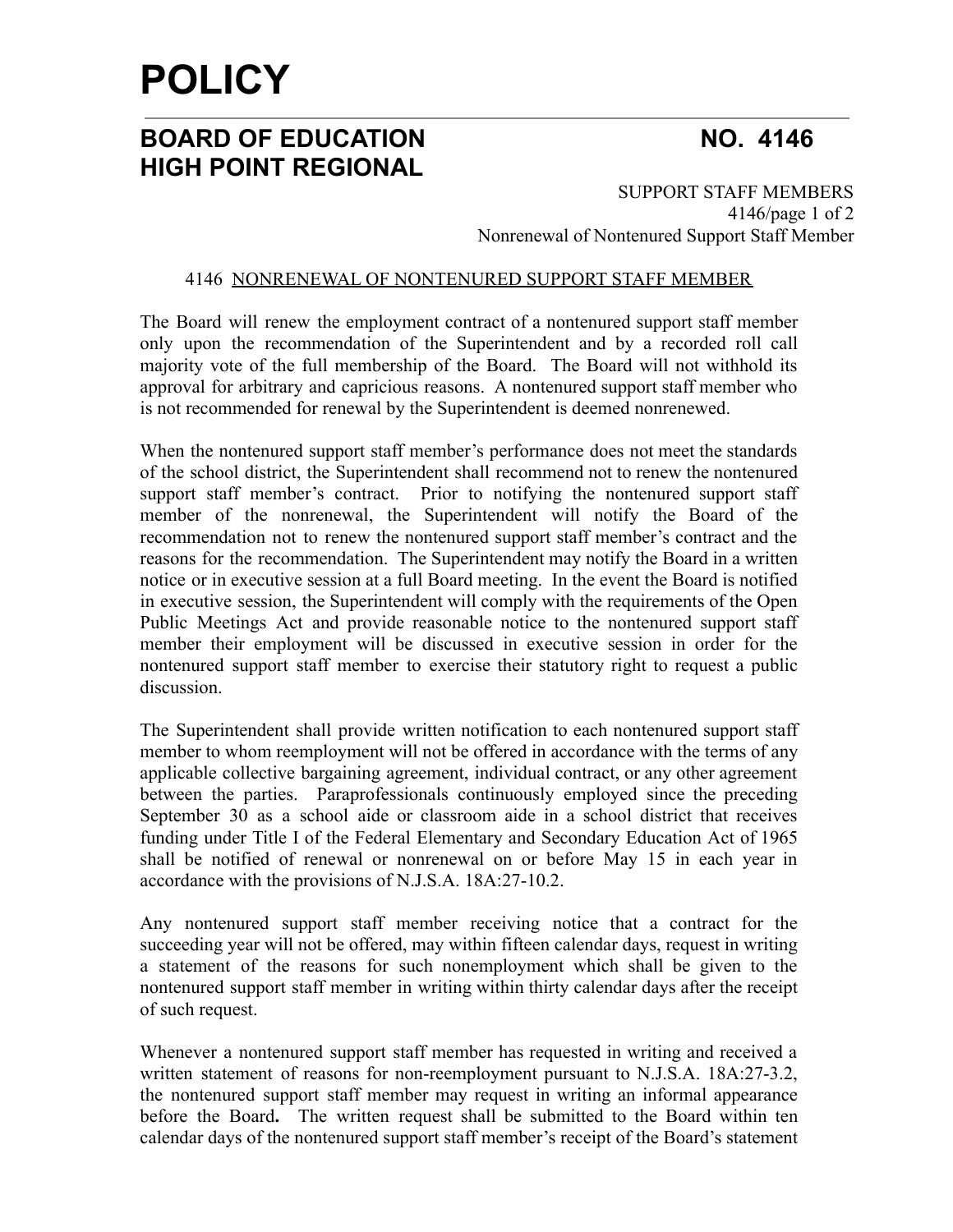# POLICY

## BOARD OF EDUCATION HIGH POINT REGIONAL

## NO. 4146

SUPPORT STAFF MEMBERS

Nonrenewal of Nontenured Support Staff Member

### 4146 NONRENEWAL OF NONTENURED SUPPORT STAFF MEMBER

The Board will renew the employment contract of a nontenured support staff member only upon the recommendation of the Superintendent and by a recorded roll call majority vote of the full membership of the Board. The Board will not withhold its approval for arbitrary and capricious reasons. A nontenured support staff member who is not recommended for renewal by the Superintendent is deemed nonrenewed.

When the nontenured support staff member's performance does not meet the standards of the school district, the Superintendent shall recommend not to renew the nontenured support staff member's contract. Prior to notifying the nontenured support staff member of the nonrenewal, the Superintendent will notify the Board of the recommendation not to renew the nontenured support staff member's contract and the reasons for the recommendation. The Superintendent may notify the Board in a written notice or in executive session at a full Board meeting. In the event the Board is notified in executive session, the Superintendent will comply with the requirements of the Open Public Meetings Act and provide reasonable notice to the nontenured support staff member their employment will be discussed in executive session in order for the nontenured support staff member to exercise their statutory right to request a public discussion.

The Superintendent shall provide written notification to each nontenured support staff member to whom reemployment will not be offered in accordance with the terms of any applicable collective bargaining agreement, individual contract, or any other agreement between the parties. Paraprofessionals continuously employed since the preceding September 30 as a school aide or classroom aide in a school district that receives funding under Title I of the Federal Elementary and Secondary Education Act of 1965 shall be notified of renewal or nonrenewal on or before May 15 in each year in accordance with the provisions of N.J.S.A. 18A:27-10.2.

Any nontenured support staff member receiving notice that a contract for the succeeding year will not be offered, may within fifteen calendar days, request in writing a statement of the reasons for such nonemployment which shall be given to the nontenured support staff member in writing within thirty calendar days after the receipt of such request.

Whenever a nontenured support staff member has requested in writing and received a written statement of reasons for non-reemployment pursuant to N.J.S.A. 18A:27-3.2, the nontenured support staff member may request in writing an informal appearance before the Board**.** The written request shall be submitted to the Board within ten calendar days of the nontenured support staff member's receipt of the Board's statement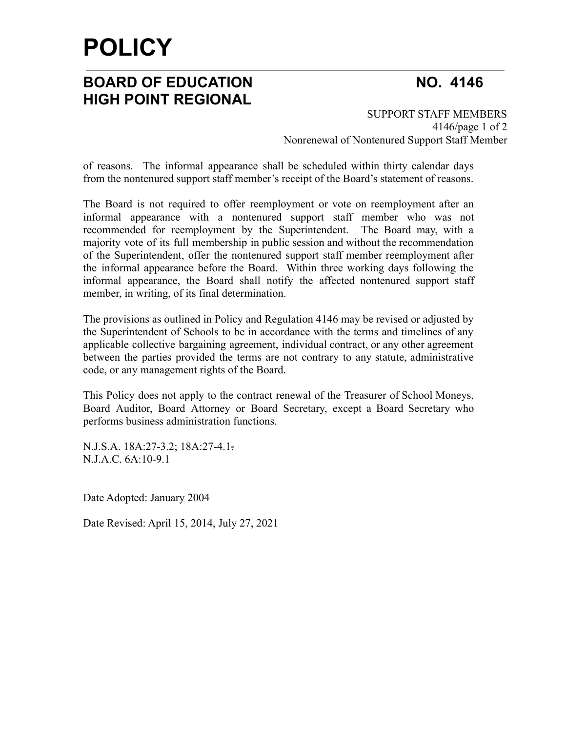of reasons. The informal appearance shall be scheduled within thirty calendar days from the nontenured support staff member's receipt of the Board's statement of reasons.

The Board is not required to offer reemployment or vote on reemployment after an informal appearance with a nontenured support staff member who was not recommended for reemployment by the Superintendent. The Board may, with a majority vote of its full membership in public session and without the recommendation of the Superintendent, offer the nontenured support staff member reemployment after the informal appearance before the Board. Within three working days following the informal appearance, the Board shall notify the affected nontenured support staff member, in writing, of its final determination.

The provisions as outlined in Policy and Regulation 4146 may be revised or adjusted by the Superintendent of Schools to be in accordance with the terms and timelines of any applicable collective bargaining agreement, individual contract, or any other agreement between the parties provided the terms are not contrary to any statute, administrative code, or any management rights of the Board.

This Policy does not apply to the contract renewal of the Treasurer of School Moneys, Board Auditor, Board Attorney or Board Secretary, except a Board Secretary who performs business administration functions.

N.J.S.A. 18A:27-3.2; 18A:27-4.1
N.J.A.C. 6A:10-9.1

Date Adopted: January 2004

Date Revised: April 15, 2014, July 27, 2021